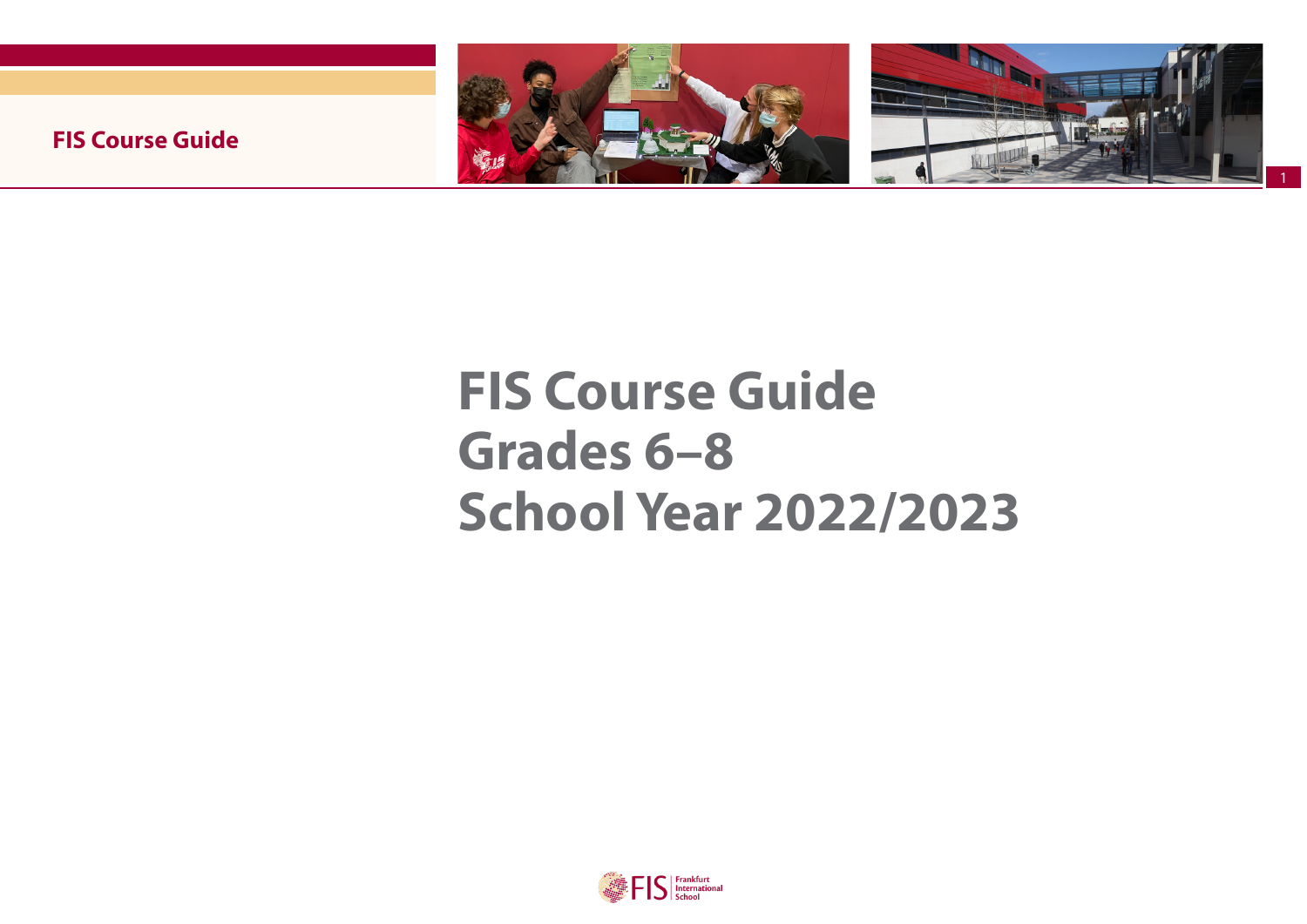# FIS Course Guide
# Grades 6–8
# School Year 2022/2023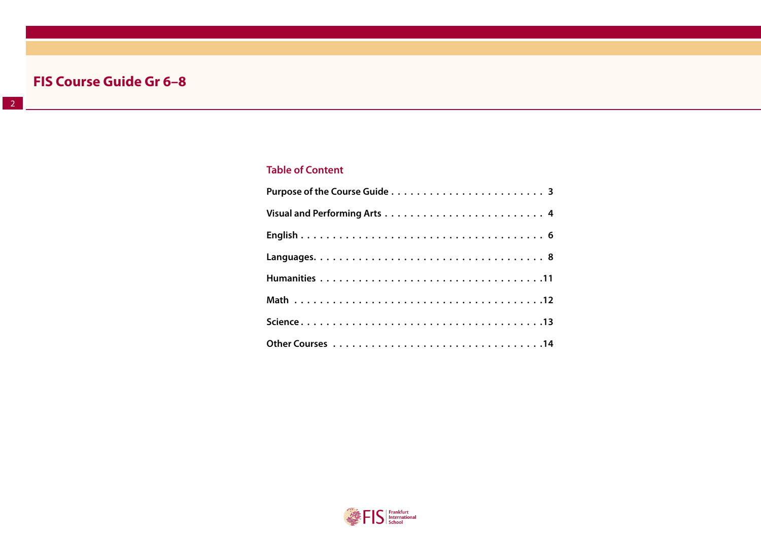# FIS Course Guide Gr 6–8

## Table of Content

Purpose of the Course Guide . . . . . . . . . . . . . . . . . . . . . . . . 3

Visual and Performing Arts . . . . . . . . . . . . . . . . . . . . . . . . . 4

English . . . . . . . . . . . . . . . . . . . . . . . . . . . . . . . . . . . . 6

Languages. . . . . . . . . . . . . . . . . . . . . . . . . . . . . . . . . . . 8

Humanities . . . . . . . . . . . . . . . . . . . . . . . . . . . . . . . . . .11

Math . . . . . . . . . . . . . . . . . . . . . . . . . . . . . . . . . . . . . .12

Science . . . . . . . . . . . . . . . . . . . . . . . . . . . . . . . . . . . . .13

Other Courses . . . . . . . . . . . . . . . . . . . . . . . . . . . . . . . .14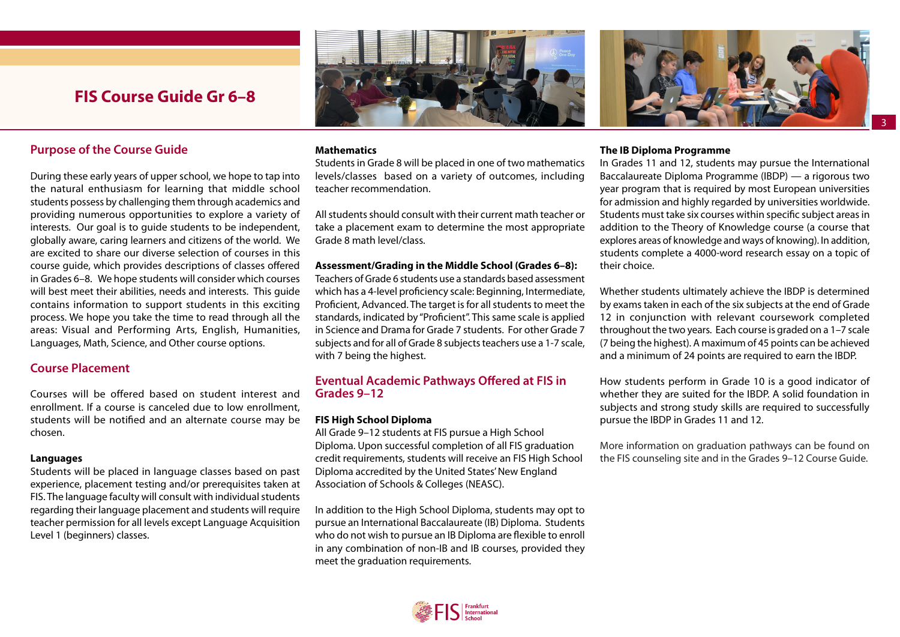# FIS Course Guide Gr 6–8

## Purpose of the Course Guide

During these early years of upper school, we hope to tap into the natural enthusiasm for learning that middle school students possess by challenging them through academics and providing numerous opportunities to explore a variety of interests. Our goal is to guide students to be independent, globally aware, caring learners and citizens of the world. We are excited to share our diverse selection of courses in this course guide, which provides descriptions of classes offered in Grades 6–8. We hope students will consider which courses will best meet their abilities, needs and interests. This guide contains information to support students in this exciting process. We hope you take the time to read through all the areas: Visual and Performing Arts, English, Humanities, Languages, Math, Science, and Other course options.

## Course Placement

Courses will be offered based on student interest and enrollment. If a course is canceled due to low enrollment, students will be notified and an alternate course may be chosen.

**Languages**
Students will be placed in language classes based on past experience, placement testing and/or prerequisites taken at FIS. The language faculty will consult with individual students regarding their language placement and students will require teacher permission for all levels except Language Acquisition Level 1 (beginners) classes.

**Mathematics**
Students in Grade 8 will be placed in one of two mathematics levels/classes based on a variety of outcomes, including teacher recommendation.

All students should consult with their current math teacher or take a placement exam to determine the most appropriate Grade 8 math level/class.

**Assessment/Grading in the Middle School (Grades 6–8):**
Teachers of Grade 6 students use a standards based assessment which has a 4-level proficiency scale: Beginning, Intermediate, Proficient, Advanced. The target is for all students to meet the standards, indicated by "Proficient". This same scale is applied in Science and Drama for Grade 7 students. For other Grade 7 subjects and for all of Grade 8 subjects teachers use a 1-7 scale, with 7 being the highest.

## Eventual Academic Pathways Offered at FIS in Grades 9–12

**FIS High School Diploma**
All Grade 9–12 students at FIS pursue a High School Diploma. Upon successful completion of all FIS graduation credit requirements, students will receive an FIS High School Diploma accredited by the United States' New England Association of Schools & Colleges (NEASC).

In addition to the High School Diploma, students may opt to pursue an International Baccalaureate (IB) Diploma. Students who do not wish to pursue an IB Diploma are flexible to enroll in any combination of non-IB and IB courses, provided they meet the graduation requirements.

**The IB Diploma Programme**
In Grades 11 and 12, students may pursue the International Baccalaureate Diploma Programme (IBDP) — a rigorous two year program that is required by most European universities for admission and highly regarded by universities worldwide. Students must take six courses within specific subject areas in addition to the Theory of Knowledge course (a course that explores areas of knowledge and ways of knowing). In addition, students complete a 4000-word research essay on a topic of their choice.

Whether students ultimately achieve the IBDP is determined by exams taken in each of the six subjects at the end of Grade 12 in conjunction with relevant coursework completed throughout the two years. Each course is graded on a 1–7 scale (7 being the highest). A maximum of 45 points can be achieved and a minimum of 24 points are required to earn the IBDP.

How students perform in Grade 10 is a good indicator of whether they are suited for the IBDP. A solid foundation in subjects and strong study skills are required to successfully pursue the IBDP in Grades 11 and 12.

More information on graduation pathways can be found on the FIS counseling site and in the Grades 9–12 Course Guide.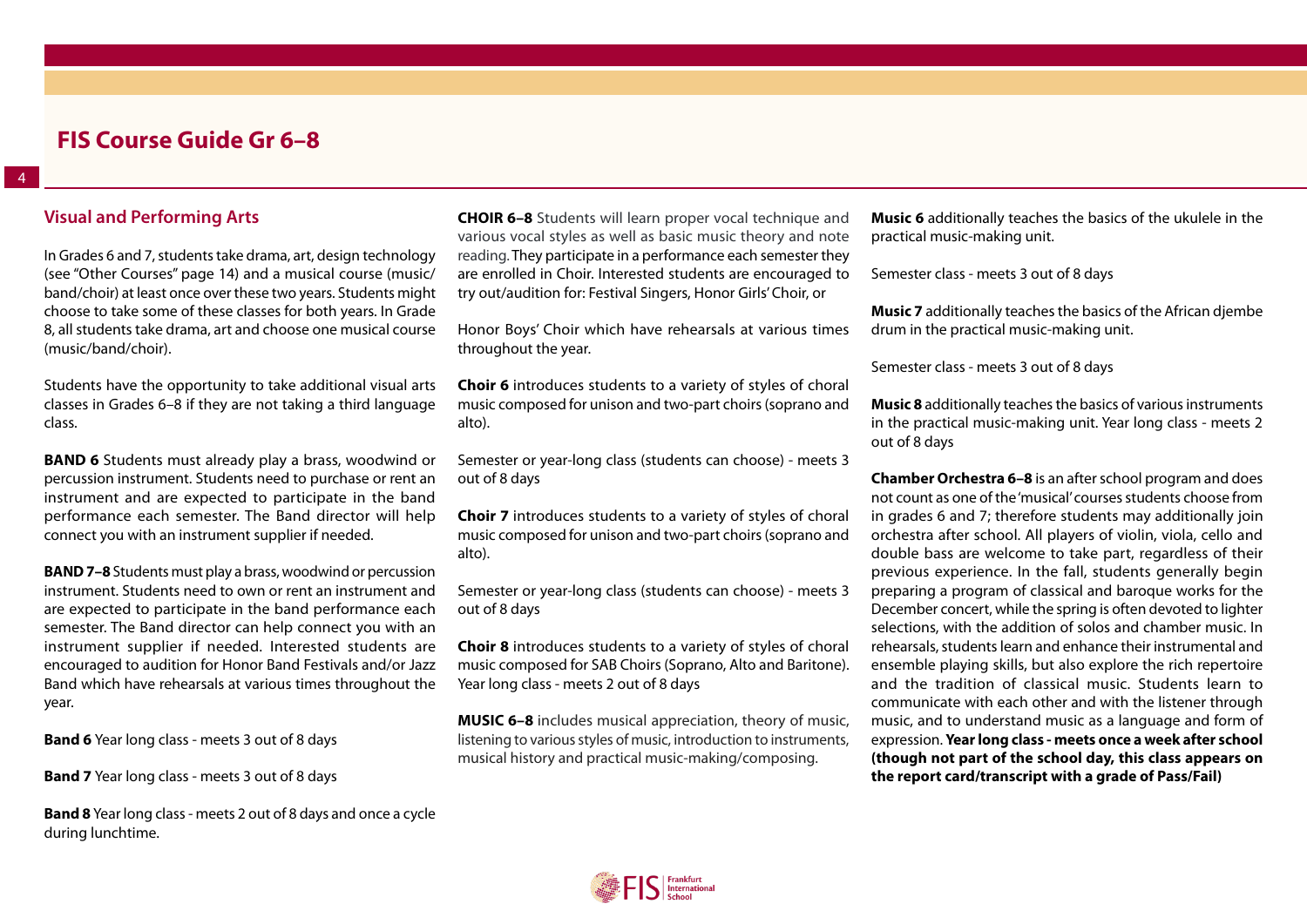## Visual and Performing Arts

In Grades 6 and 7, students take drama, art, design technology (see "Other Courses" page 14) and a musical course (music/band/choir) at least once over these two years. Students might choose to take some of these classes for both years. In Grade 8, all students take drama, art and choose one musical course (music/band/choir).

Students have the opportunity to take additional visual arts classes in Grades 6–8 if they are not taking a third language class.

**BAND 6** Students must already play a brass, woodwind or percussion instrument. Students need to purchase or rent an instrument and are expected to participate in the band performance each semester. The Band director will help connect you with an instrument supplier if needed.

**BAND 7–8** Students must play a brass, woodwind or percussion instrument. Students need to own or rent an instrument and are expected to participate in the band performance each semester. The Band director can help connect you with an instrument supplier if needed. Interested students are encouraged to audition for Honor Band Festivals and/or Jazz Band which have rehearsals at various times throughout the year.

**Band 6** Year long class - meets 3 out of 8 days

**Band 7** Year long class - meets 3 out of 8 days

**Band 8** Year long class - meets 2 out of 8 days and once a cycle during lunchtime.

**CHOIR 6–8** Students will learn proper vocal technique and various vocal styles as well as basic music theory and note reading. They participate in a performance each semester they are enrolled in Choir. Interested students are encouraged to try out/audition for: Festival Singers, Honor Girls' Choir, or

Honor Boys' Choir which have rehearsals at various times throughout the year.

**Choir 6** introduces students to a variety of styles of choral music composed for unison and two-part choirs (soprano and alto).

Semester or year-long class (students can choose) - meets 3 out of 8 days

**Choir 7** introduces students to a variety of styles of choral music composed for unison and two-part choirs (soprano and alto).

Semester or year-long class (students can choose) - meets 3 out of 8 days

**Choir 8** introduces students to a variety of styles of choral music composed for SAB Choirs (Soprano, Alto and Baritone). Year long class - meets 2 out of 8 days

**MUSIC 6–8** includes musical appreciation, theory of music, listening to various styles of music, introduction to instruments, musical history and practical music-making/composing.

**Music 6** additionally teaches the basics of the ukulele in the practical music-making unit.

Semester class - meets 3 out of 8 days

**Music 7** additionally teaches the basics of the African djembe drum in the practical music-making unit.

Semester class - meets 3 out of 8 days

**Music 8** additionally teaches the basics of various instruments in the practical music-making unit. Year long class - meets 2 out of 8 days

**Chamber Orchestra 6–8** is an after school program and does not count as one of the 'musical' courses students choose from in grades 6 and 7; therefore students may additionally join orchestra after school. All players of violin, viola, cello and double bass are welcome to take part, regardless of their previous experience. In the fall, students generally begin preparing a program of classical and baroque works for the December concert, while the spring is often devoted to lighter selections, with the addition of solos and chamber music. In rehearsals, students learn and enhance their instrumental and ensemble playing skills, but also explore the rich repertoire and the tradition of classical music. Students learn to communicate with each other and with the listener through music, and to understand music as a language and form of expression. **Year long class - meets once a week after school (though not part of the school day, this class appears on the report card/transcript with a grade of Pass/Fail)**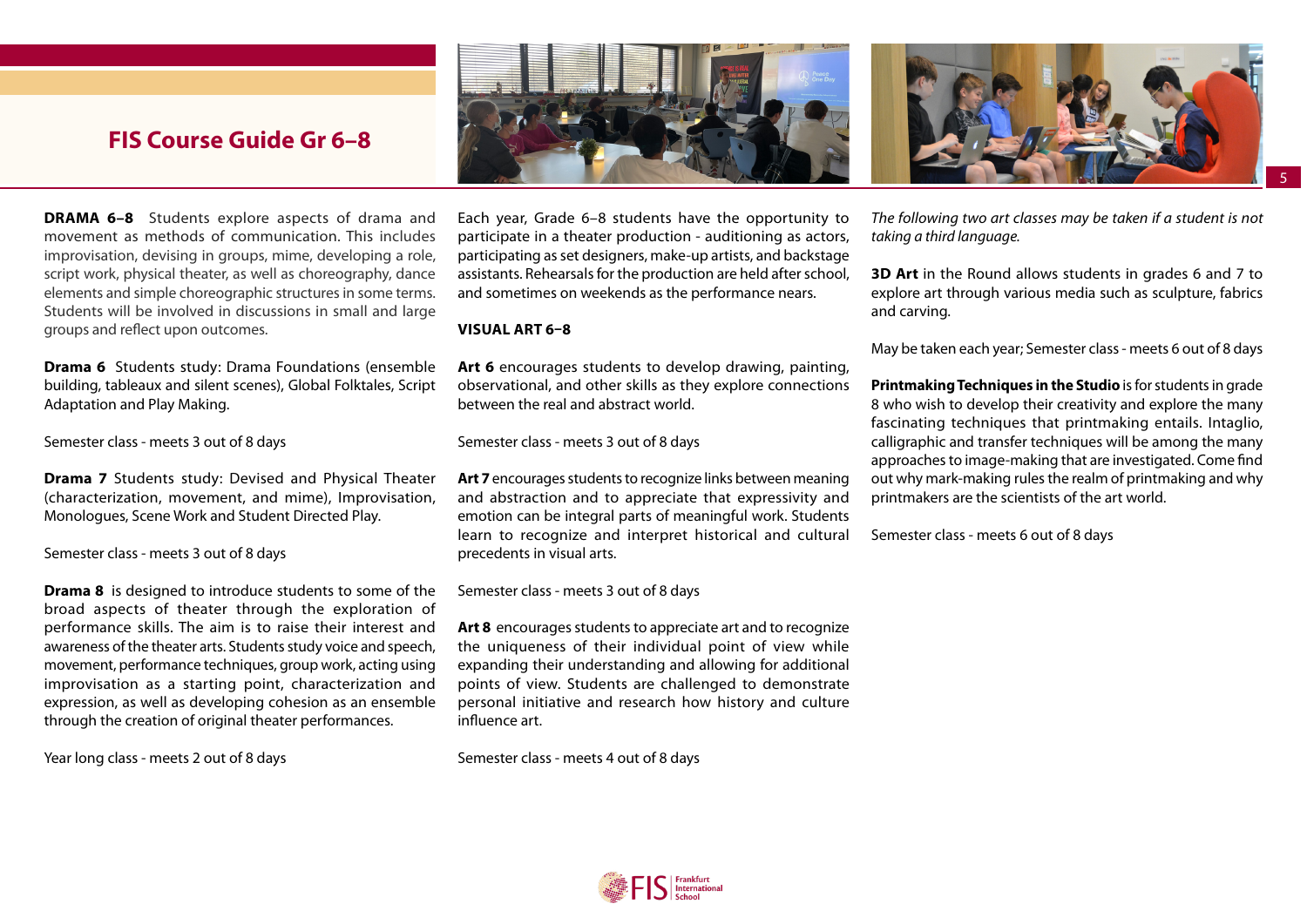**DRAMA 6–8** Students explore aspects of drama and movement as methods of communication. This includes improvisation, devising in groups, mime, developing a role, script work, physical theater, as well as choreography, dance elements and simple choreographic structures in some terms. Students will be involved in discussions in small and large groups and reflect upon outcomes.

**Drama 6** Students study: Drama Foundations (ensemble building, tableaux and silent scenes), Global Folktales, Script Adaptation and Play Making.

Semester class - meets 3 out of 8 days

**Drama 7** Students study: Devised and Physical Theater (characterization, movement, and mime), Improvisation, Monologues, Scene Work and Student Directed Play.

Semester class - meets 3 out of 8 days

**Drama 8** is designed to introduce students to some of the broad aspects of theater through the exploration of performance skills. The aim is to raise their interest and awareness of the theater arts. Students study voice and speech, movement, performance techniques, group work, acting using improvisation as a starting point, characterization and expression, as well as developing cohesion as an ensemble through the creation of original theater performances.

Year long class - meets 2 out of 8 days

Each year, Grade 6–8 students have the opportunity to participate in a theater production - auditioning as actors, participating as set designers, make-up artists, and backstage assistants. Rehearsals for the production are held after school, and sometimes on weekends as the performance nears.

**VISUAL ART 6–8**

**Art 6** encourages students to develop drawing, painting, observational, and other skills as they explore connections between the real and abstract world.

Semester class - meets 3 out of 8 days

**Art 7** encourages students to recognize links between meaning and abstraction and to appreciate that expressivity and emotion can be integral parts of meaningful work. Students learn to recognize and interpret historical and cultural precedents in visual arts.

Semester class - meets 3 out of 8 days

**Art 8** encourages students to appreciate art and to recognize the uniqueness of their individual point of view while expanding their understanding and allowing for additional points of view. Students are challenged to demonstrate personal initiative and research how history and culture influence art.

Semester class - meets 4 out of 8 days

*The following two art classes may be taken if a student is not taking a third language.*

**3D Art** in the Round allows students in grades 6 and 7 to explore art through various media such as sculpture, fabrics and carving.

May be taken each year; Semester class - meets 6 out of 8 days

**Printmaking Techniques in the Studio** is for students in grade 8 who wish to develop their creativity and explore the many fascinating techniques that printmaking entails. Intaglio, calligraphic and transfer techniques will be among the many approaches to image-making that are investigated. Come find out why mark-making rules the realm of printmaking and why printmakers are the scientists of the art world.

Semester class - meets 6 out of 8 days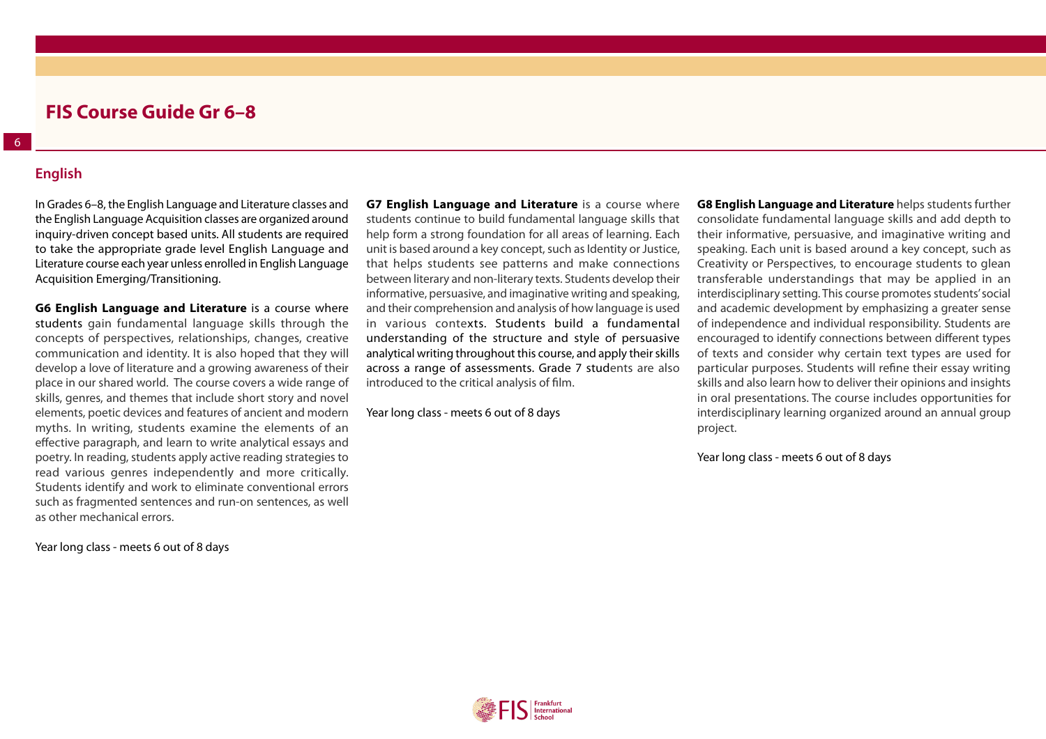## English

In Grades 6–8, the English Language and Literature classes and the English Language Acquisition classes are organized around inquiry-driven concept based units. All students are required to take the appropriate grade level English Language and Literature course each year unless enrolled in English Language Acquisition Emerging/Transitioning.

**G6 English Language and Literature** is a course where students gain fundamental language skills through the concepts of perspectives, relationships, changes, creative communication and identity. It is also hoped that they will develop a love of literature and a growing awareness of their place in our shared world. The course covers a wide range of skills, genres, and themes that include short story and novel elements, poetic devices and features of ancient and modern myths. In writing, students examine the elements of an effective paragraph, and learn to write analytical essays and poetry. In reading, students apply active reading strategies to read various genres independently and more critically. Students identify and work to eliminate conventional errors such as fragmented sentences and run-on sentences, as well as other mechanical errors.

Year long class - meets 6 out of 8 days

**G7 English Language and Literature** is a course where students continue to build fundamental language skills that help form a strong foundation for all areas of learning. Each unit is based around a key concept, such as Identity or Justice, that helps students see patterns and make connections between literary and non-literary texts. Students develop their informative, persuasive, and imaginative writing and speaking, and their comprehension and analysis of how language is used in various contexts. Students build a fundamental understanding of the structure and style of persuasive analytical writing throughout this course, and apply their skills across a range of assessments. Grade 7 students are also introduced to the critical analysis of film.

Year long class - meets 6 out of 8 days

**G8 English Language and Literature** helps students further consolidate fundamental language skills and add depth to their informative, persuasive, and imaginative writing and speaking. Each unit is based around a key concept, such as Creativity or Perspectives, to encourage students to glean transferable understandings that may be applied in an interdisciplinary setting. This course promotes students' social and academic development by emphasizing a greater sense of independence and individual responsibility. Students are encouraged to identify connections between different types of texts and consider why certain text types are used for particular purposes. Students will refine their essay writing skills and also learn how to deliver their opinions and insights in oral presentations. The course includes opportunities for interdisciplinary learning organized around an annual group project.

Year long class - meets 6 out of 8 days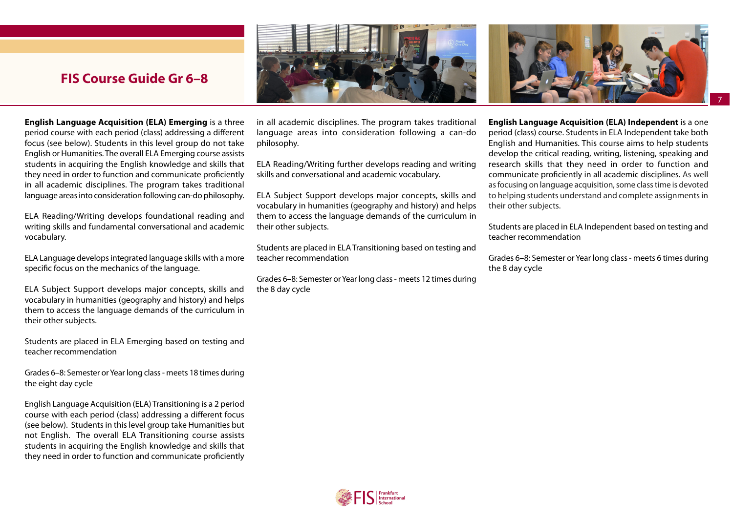**English Language Acquisition (ELA) Emerging** is a three period course with each period (class) addressing a different focus (see below). Students in this level group do not take English or Humanities. The overall ELA Emerging course assists students in acquiring the English knowledge and skills that they need in order to function and communicate proficiently in all academic disciplines. The program takes traditional language areas into consideration following can-do philosophy.

ELA Reading/Writing develops foundational reading and writing skills and fundamental conversational and academic vocabulary.

ELA Language develops integrated language skills with a more specific focus on the mechanics of the language.

ELA Subject Support develops major concepts, skills and vocabulary in humanities (geography and history) and helps them to access the language demands of the curriculum in their other subjects.

Students are placed in ELA Emerging based on testing and teacher recommendation

Grades 6–8: Semester or Year long class - meets 18 times during the eight day cycle

English Language Acquisition (ELA) Transitioning is a 2 period course with each period (class) addressing a different focus (see below). Students in this level group take Humanities but not English. The overall ELA Transitioning course assists students in acquiring the English knowledge and skills that they need in order to function and communicate proficiently in all academic disciplines. The program takes traditional language areas into consideration following a can-do philosophy.

ELA Reading/Writing further develops reading and writing skills and conversational and academic vocabulary.

ELA Subject Support develops major concepts, skills and vocabulary in humanities (geography and history) and helps them to access the language demands of the curriculum in their other subjects.

Students are placed in ELA Transitioning based on testing and teacher recommendation

Grades 6–8: Semester or Year long class - meets 12 times during the 8 day cycle

**English Language Acquisition (ELA) Independent** is a one period (class) course. Students in ELA Independent take both English and Humanities. This course aims to help students develop the critical reading, writing, listening, speaking and research skills that they need in order to function and communicate proficiently in all academic disciplines. As well as focusing on language acquisition, some class time is devoted to helping students understand and complete assignments in their other subjects.

Students are placed in ELA Independent based on testing and teacher recommendation

Grades 6–8: Semester or Year long class - meets 6 times during the 8 day cycle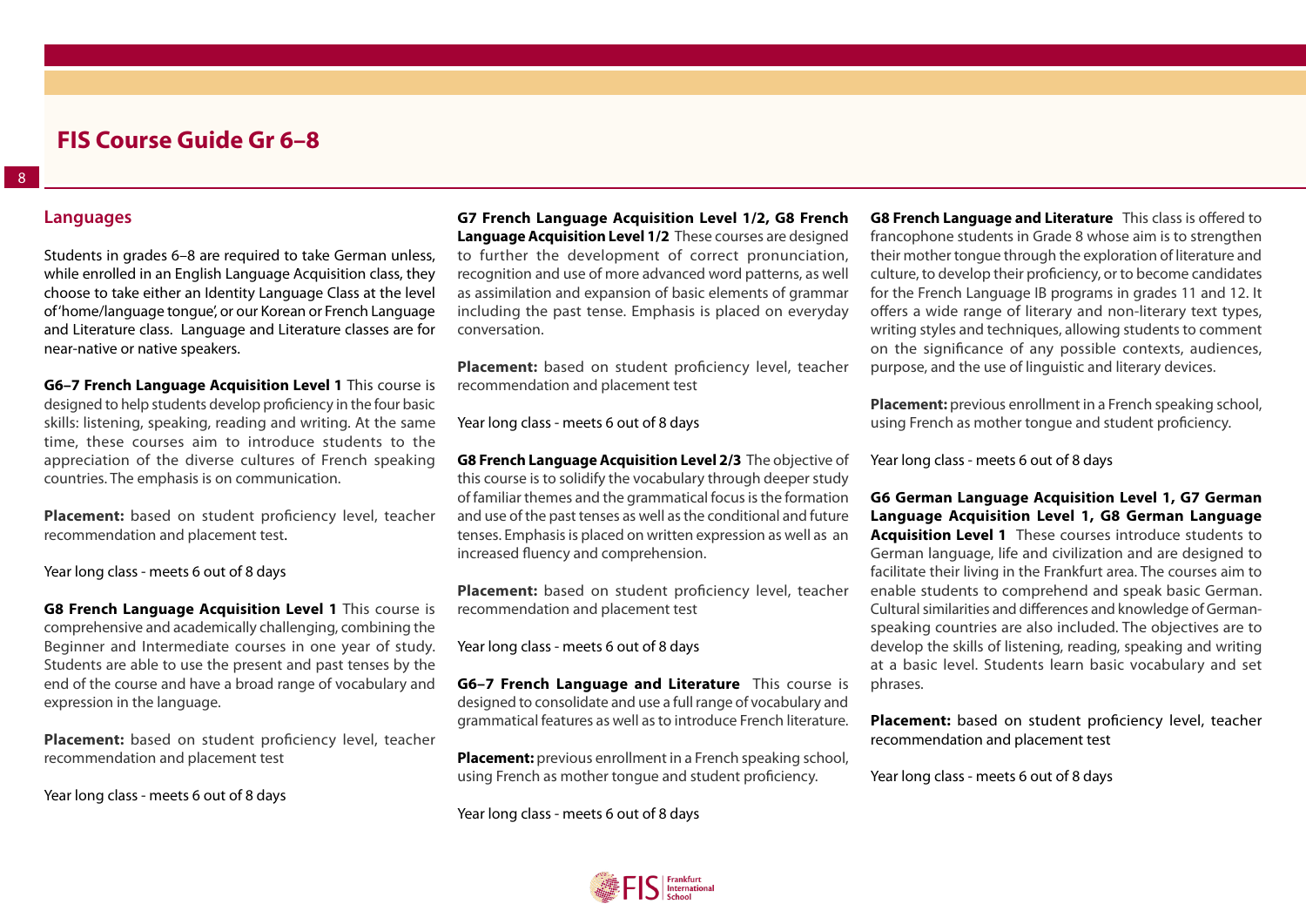## Languages

Students in grades 6–8 are required to take German unless, while enrolled in an English Language Acquisition class, they choose to take either an Identity Language Class at the level of 'home/language tongue', or our Korean or French Language and Literature class. Language and Literature classes are for near-native or native speakers.

**G6–7 French Language Acquisition Level 1** This course is designed to help students develop proficiency in the four basic skills: listening, speaking, reading and writing. At the same time, these courses aim to introduce students to the appreciation of the diverse cultures of French speaking countries. The emphasis is on communication.

**Placement:** based on student proficiency level, teacher recommendation and placement test.

Year long class - meets 6 out of 8 days

**G8 French Language Acquisition Level 1** This course is comprehensive and academically challenging, combining the Beginner and Intermediate courses in one year of study. Students are able to use the present and past tenses by the end of the course and have a broad range of vocabulary and expression in the language.

**Placement:** based on student proficiency level, teacher recommendation and placement test

Year long class - meets 6 out of 8 days

**G7 French Language Acquisition Level 1/2, G8 French Language Acquisition Level 1/2** These courses are designed to further the development of correct pronunciation, recognition and use of more advanced word patterns, as well as assimilation and expansion of basic elements of grammar including the past tense. Emphasis is placed on everyday conversation.

**Placement:** based on student proficiency level, teacher recommendation and placement test

Year long class - meets 6 out of 8 days

**G8 French Language Acquisition Level 2/3** The objective of this course is to solidify the vocabulary through deeper study of familiar themes and the grammatical focus is the formation and use of the past tenses as well as the conditional and future tenses. Emphasis is placed on written expression as well as an increased fluency and comprehension.

**Placement:** based on student proficiency level, teacher recommendation and placement test

Year long class - meets 6 out of 8 days

**G6–7 French Language and Literature** This course is designed to consolidate and use a full range of vocabulary and grammatical features as well as to introduce French literature.

**Placement:** previous enrollment in a French speaking school, using French as mother tongue and student proficiency.

Year long class - meets 6 out of 8 days

**G8 French Language and Literature** This class is offered to francophone students in Grade 8 whose aim is to strengthen their mother tongue through the exploration of literature and culture, to develop their proficiency, or to become candidates for the French Language IB programs in grades 11 and 12. It offers a wide range of literary and non-literary text types, writing styles and techniques, allowing students to comment on the significance of any possible contexts, audiences, purpose, and the use of linguistic and literary devices.

**Placement:** previous enrollment in a French speaking school, using French as mother tongue and student proficiency.

Year long class - meets 6 out of 8 days

**G6 German Language Acquisition Level 1, G7 German Language Acquisition Level 1, G8 German Language Acquisition Level 1** These courses introduce students to German language, life and civilization and are designed to facilitate their living in the Frankfurt area. The courses aim to enable students to comprehend and speak basic German. Cultural similarities and differences and knowledge of German-speaking countries are also included. The objectives are to develop the skills of listening, reading, speaking and writing at a basic level. Students learn basic vocabulary and set phrases.

**Placement:** based on student proficiency level, teacher recommendation and placement test

Year long class - meets 6 out of 8 days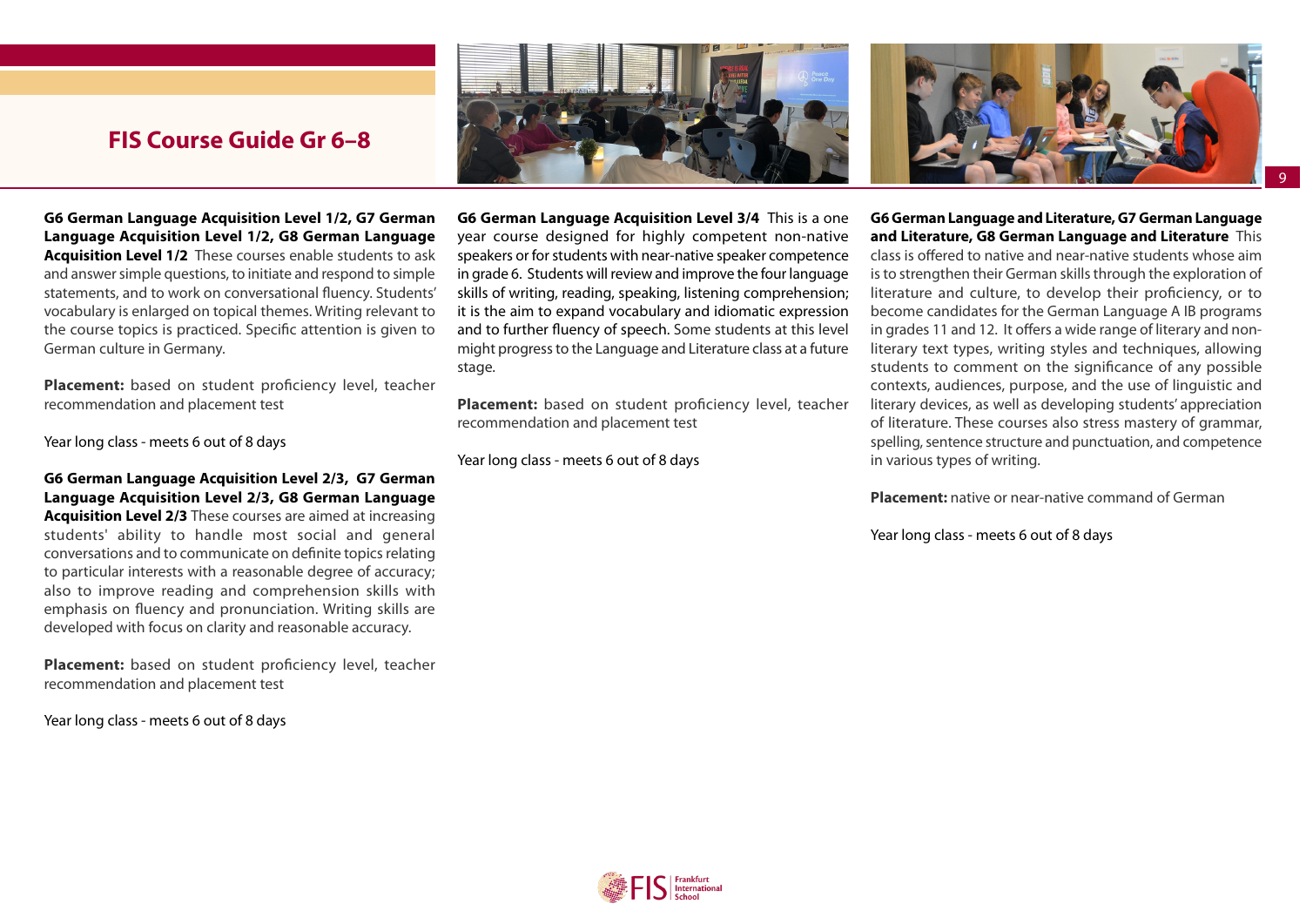**G6 German Language Acquisition Level 1/2, G7 German Language Acquisition Level 1/2, G8 German Language Acquisition Level 1/2** These courses enable students to ask and answer simple questions, to initiate and respond to simple statements, and to work on conversational fluency. Students' vocabulary is enlarged on topical themes. Writing relevant to the course topics is practiced. Specific attention is given to German culture in Germany.

**Placement:** based on student proficiency level, teacher recommendation and placement test

Year long class - meets 6 out of 8 days

**G6 German Language Acquisition Level 2/3, G7 German Language Acquisition Level 2/3, G8 German Language Acquisition Level 2/3** These courses are aimed at increasing students' ability to handle most social and general conversations and to communicate on definite topics relating to particular interests with a reasonable degree of accuracy; also to improve reading and comprehension skills with emphasis on fluency and pronunciation. Writing skills are developed with focus on clarity and reasonable accuracy.

**Placement:** based on student proficiency level, teacher recommendation and placement test

Year long class - meets 6 out of 8 days

**G6 German Language Acquisition Level 3/4** This is a one year course designed for highly competent non-native speakers or for students with near-native speaker competence in grade 6. Students will review and improve the four language skills of writing, reading, speaking, listening comprehension; it is the aim to expand vocabulary and idiomatic expression and to further fluency of speech. Some students at this level might progress to the Language and Literature class at a future stage.

**Placement:** based on student proficiency level, teacher recommendation and placement test

Year long class - meets 6 out of 8 days

**G6 German Language and Literature, G7 German Language and Literature, G8 German Language and Literature** This class is offered to native and near-native students whose aim is to strengthen their German skills through the exploration of literature and culture, to develop their proficiency, or to become candidates for the German Language A IB programs in grades 11 and 12. It offers a wide range of literary and non-literary text types, writing styles and techniques, allowing students to comment on the significance of any possible contexts, audiences, purpose, and the use of linguistic and literary devices, as well as developing students' appreciation of literature. These courses also stress mastery of grammar, spelling, sentence structure and punctuation, and competence in various types of writing.

**Placement:** native or near-native command of German

Year long class - meets 6 out of 8 days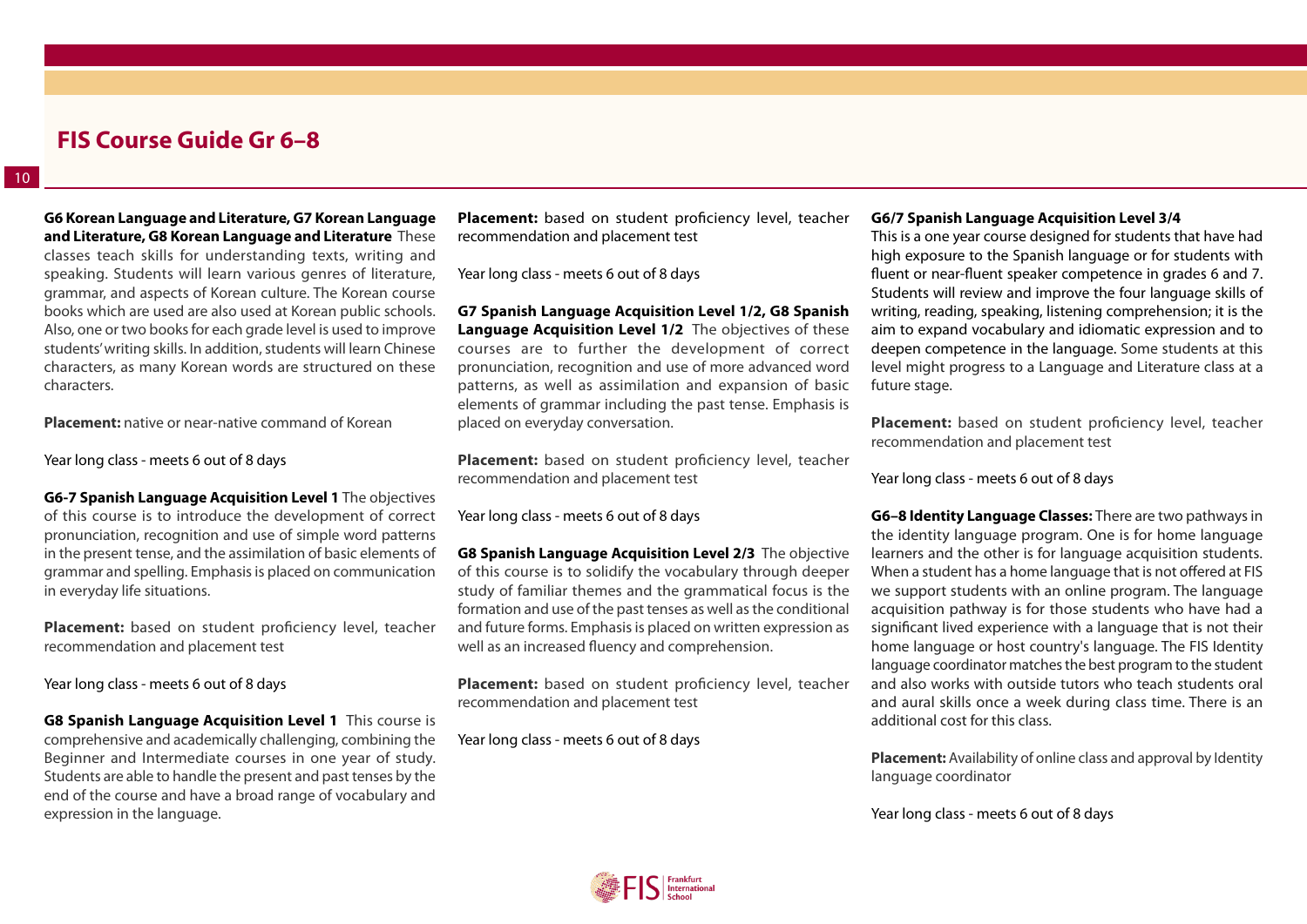**G6 Korean Language and Literature, G7 Korean Language and Literature, G8 Korean Language and Literature** These classes teach skills for understanding texts, writing and speaking. Students will learn various genres of literature, grammar, and aspects of Korean culture. The Korean course books which are used are also used at Korean public schools. Also, one or two books for each grade level is used to improve students' writing skills. In addition, students will learn Chinese characters, as many Korean words are structured on these characters.

**Placement:** native or near-native command of Korean

Year long class - meets 6 out of 8 days

**G6-7 Spanish Language Acquisition Level 1** The objectives of this course is to introduce the development of correct pronunciation, recognition and use of simple word patterns in the present tense, and the assimilation of basic elements of grammar and spelling. Emphasis is placed on communication in everyday life situations.

**Placement:** based on student proficiency level, teacher recommendation and placement test

Year long class - meets 6 out of 8 days

**G8 Spanish Language Acquisition Level 1** This course is comprehensive and academically challenging, combining the Beginner and Intermediate courses in one year of study. Students are able to handle the present and past tenses by the end of the course and have a broad range of vocabulary and expression in the language.

**Placement:** based on student proficiency level, teacher recommendation and placement test

Year long class - meets 6 out of 8 days

**G7 Spanish Language Acquisition Level 1/2, G8 Spanish Language Acquisition Level 1/2** The objectives of these courses are to further the development of correct pronunciation, recognition and use of more advanced word patterns, as well as assimilation and expansion of basic elements of grammar including the past tense. Emphasis is placed on everyday conversation.

**Placement:** based on student proficiency level, teacher recommendation and placement test

Year long class - meets 6 out of 8 days

**G8 Spanish Language Acquisition Level 2/3** The objective of this course is to solidify the vocabulary through deeper study of familiar themes and the grammatical focus is the formation and use of the past tenses as well as the conditional and future forms. Emphasis is placed on written expression as well as an increased fluency and comprehension.

**Placement:** based on student proficiency level, teacher recommendation and placement test

Year long class - meets 6 out of 8 days

**G6/7 Spanish Language Acquisition Level 3/4**
This is a one year course designed for students that have had high exposure to the Spanish language or for students with fluent or near-fluent speaker competence in grades 6 and 7. Students will review and improve the four language skills of writing, reading, speaking, listening comprehension; it is the aim to expand vocabulary and idiomatic expression and to deepen competence in the language. Some students at this level might progress to a Language and Literature class at a future stage.

**Placement:** based on student proficiency level, teacher recommendation and placement test

Year long class - meets 6 out of 8 days

**G6–8 Identity Language Classes:** There are two pathways in the identity language program. One is for home language learners and the other is for language acquisition students. When a student has a home language that is not offered at FIS we support students with an online program. The language acquisition pathway is for those students who have had a significant lived experience with a language that is not their home language or host country's language. The FIS Identity language coordinator matches the best program to the student and also works with outside tutors who teach students oral and aural skills once a week during class time. There is an additional cost for this class.

**Placement:** Availability of online class and approval by Identity language coordinator

Year long class - meets 6 out of 8 days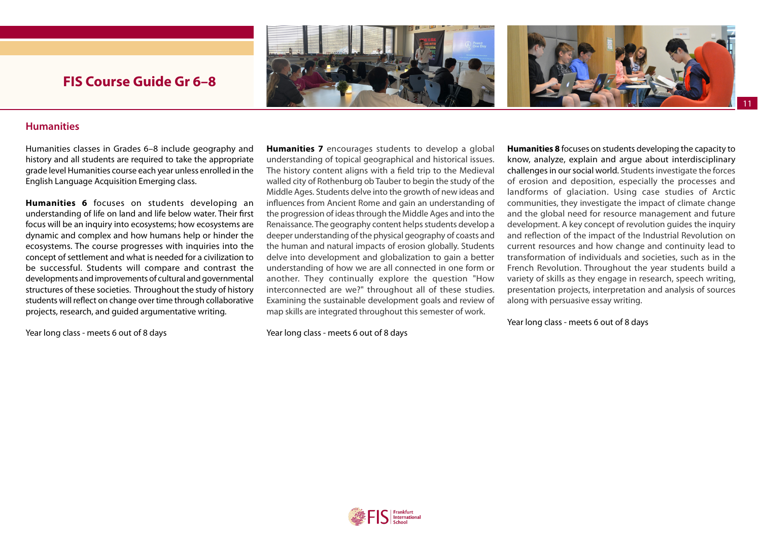## Humanities

Humanities classes in Grades 6–8 include geography and history and all students are required to take the appropriate grade level Humanities course each year unless enrolled in the English Language Acquisition Emerging class.

**Humanities 6** focuses on students developing an understanding of life on land and life below water. Their first focus will be an inquiry into ecosystems; how ecosystems are dynamic and complex and how humans help or hinder the ecosystems. The course progresses with inquiries into the concept of settlement and what is needed for a civilization to be successful. Students will compare and contrast the developments and improvements of cultural and governmental structures of these societies. Throughout the study of history students will reflect on change over time through collaborative projects, research, and guided argumentative writing.

Year long class - meets 6 out of 8 days

**Humanities 7** encourages students to develop a global understanding of topical geographical and historical issues. The history content aligns with a field trip to the Medieval walled city of Rothenburg ob Tauber to begin the study of the Middle Ages. Students delve into the growth of new ideas and influences from Ancient Rome and gain an understanding of the progression of ideas through the Middle Ages and into the Renaissance. The geography content helps students develop a deeper understanding of the physical geography of coasts and the human and natural impacts of erosion globally. Students delve into development and globalization to gain a better understanding of how we are all connected in one form or another. They continually explore the question "How interconnected are we?" throughout all of these studies. Examining the sustainable development goals and review of map skills are integrated throughout this semester of work.

Year long class - meets 6 out of 8 days

**Humanities 8** focuses on students developing the capacity to know, analyze, explain and argue about interdisciplinary challenges in our social world. Students investigate the forces of erosion and deposition, especially the processes and landforms of glaciation. Using case studies of Arctic communities, they investigate the impact of climate change and the global need for resource management and future development. A key concept of revolution guides the inquiry and reflection of the impact of the Industrial Revolution on current resources and how change and continuity lead to transformation of individuals and societies, such as in the French Revolution. Throughout the year students build a variety of skills as they engage in research, speech writing, presentation projects, interpretation and analysis of sources along with persuasive essay writing.

Year long class - meets 6 out of 8 days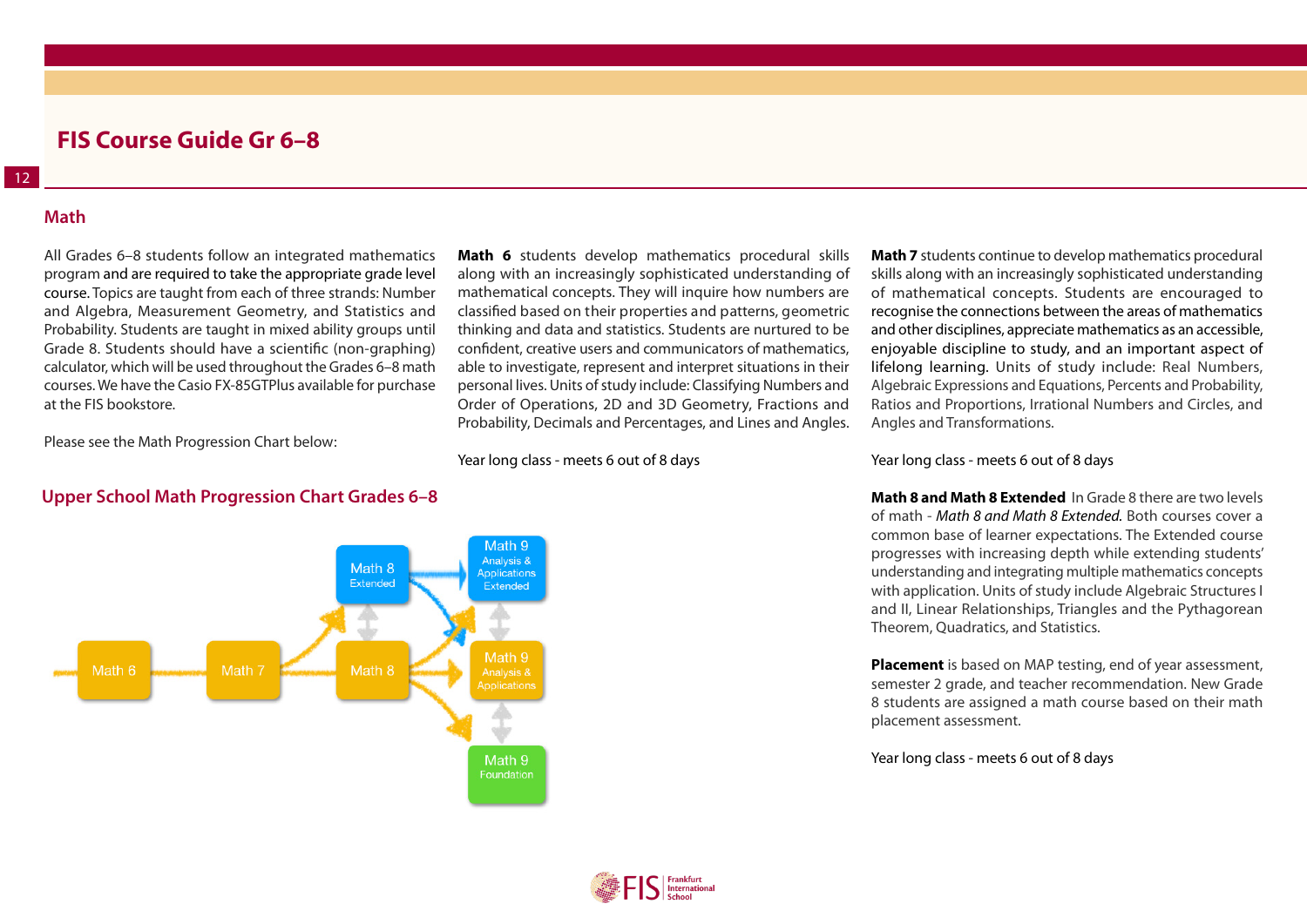## Math

All Grades 6–8 students follow an integrated mathematics program and are required to take the appropriate grade level course. Topics are taught from each of three strands: Number and Algebra, Measurement Geometry, and Statistics and Probability. Students are taught in mixed ability groups until Grade 8. Students should have a scientific (non-graphing) calculator, which will be used throughout the Grades 6–8 math courses. We have the Casio FX-85GTPlus available for purchase at the FIS bookstore.

Please see the Math Progression Chart below:

### Upper School Math Progression Chart Grades 6–8

Math 6 → Math 7 → Math 8 / Math 8 Extended

Math 8 Extended → Math 9 Analysis & Applications Extended; Math 9 Analysis & Applications

Math 8 → Math 9 Analysis & Applications Extended; Math 9 Analysis & Applications; Math 9 Foundation

**Math 6** students develop mathematics procedural skills along with an increasingly sophisticated understanding of mathematical concepts. They will inquire how numbers are classified based on their properties and patterns, geometric thinking and data and statistics. Students are nurtured to be confident, creative users and communicators of mathematics, able to investigate, represent and interpret situations in their personal lives. Units of study include: Classifying Numbers and Order of Operations, 2D and 3D Geometry, Fractions and Probability, Decimals and Percentages, and Lines and Angles.

Year long class - meets 6 out of 8 days

**Math 7** students continue to develop mathematics procedural skills along with an increasingly sophisticated understanding of mathematical concepts. Students are encouraged to recognise the connections between the areas of mathematics and other disciplines, appreciate mathematics as an accessible, enjoyable discipline to study, and an important aspect of lifelong learning. Units of study include: Real Numbers, Algebraic Expressions and Equations, Percents and Probability, Ratios and Proportions, Irrational Numbers and Circles, and Angles and Transformations.

Year long class - meets 6 out of 8 days

**Math 8 and Math 8 Extended** In Grade 8 there are two levels of math - *Math 8 and Math 8 Extended.* Both courses cover a common base of learner expectations. The Extended course progresses with increasing depth while extending students' understanding and integrating multiple mathematics concepts with application. Units of study include Algebraic Structures I and II, Linear Relationships, Triangles and the Pythagorean Theorem, Quadratics, and Statistics.

**Placement** is based on MAP testing, end of year assessment, semester 2 grade, and teacher recommendation. New Grade 8 students are assigned a math course based on their math placement assessment.

Year long class - meets 6 out of 8 days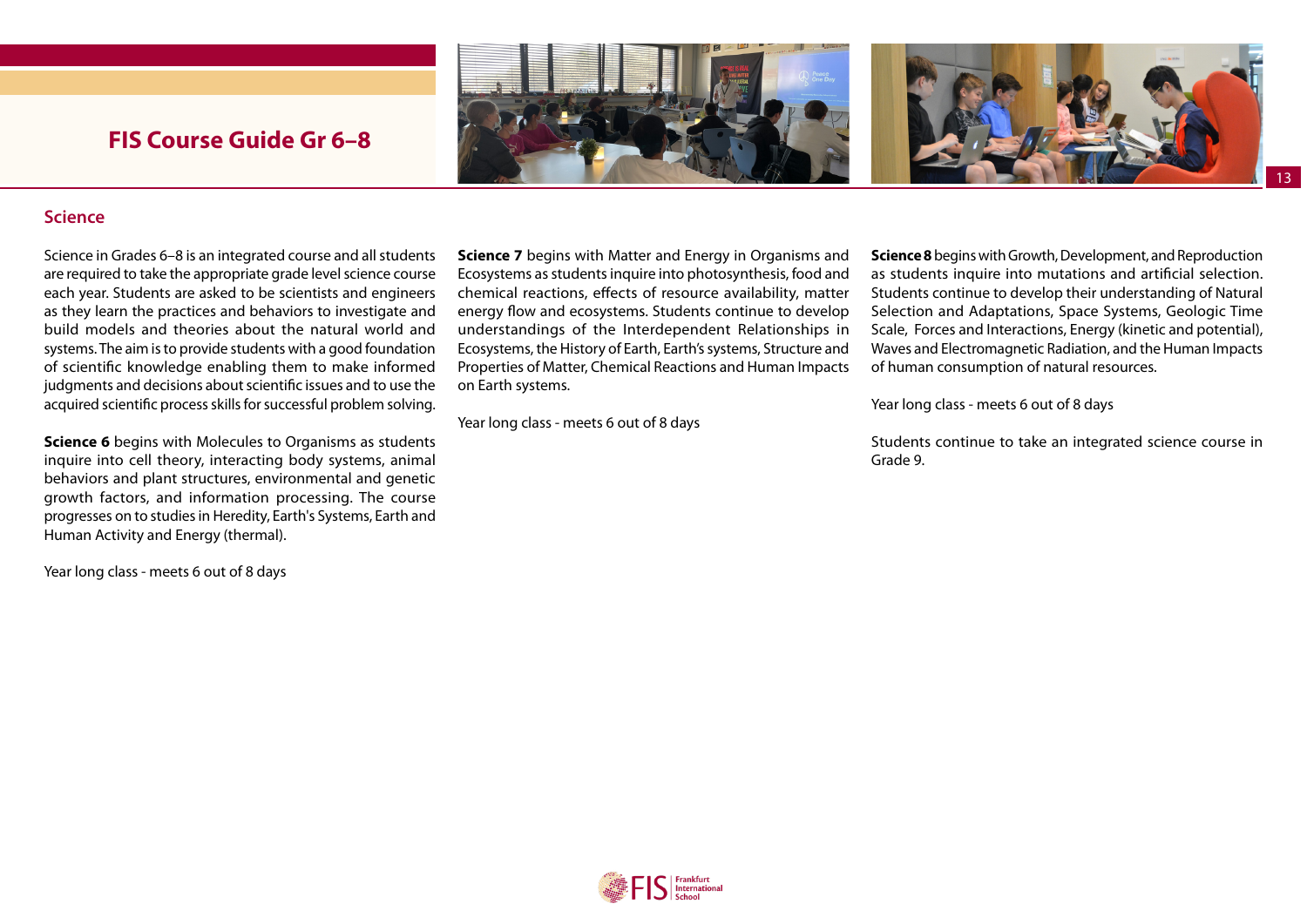## Science

Science in Grades 6–8 is an integrated course and all students are required to take the appropriate grade level science course each year. Students are asked to be scientists and engineers as they learn the practices and behaviors to investigate and build models and theories about the natural world and systems. The aim is to provide students with a good foundation of scientific knowledge enabling them to make informed judgments and decisions about scientific issues and to use the acquired scientific process skills for successful problem solving.

**Science 6** begins with Molecules to Organisms as students inquire into cell theory, interacting body systems, animal behaviors and plant structures, environmental and genetic growth factors, and information processing. The course progresses on to studies in Heredity, Earth's Systems, Earth and Human Activity and Energy (thermal).

Year long class - meets 6 out of 8 days

**Science 7** begins with Matter and Energy in Organisms and Ecosystems as students inquire into photosynthesis, food and chemical reactions, effects of resource availability, matter energy flow and ecosystems. Students continue to develop understandings of the Interdependent Relationships in Ecosystems, the History of Earth, Earth's systems, Structure and Properties of Matter, Chemical Reactions and Human Impacts on Earth systems.

Year long class - meets 6 out of 8 days

**Science 8** begins with Growth, Development, and Reproduction as students inquire into mutations and artificial selection. Students continue to develop their understanding of Natural Selection and Adaptations, Space Systems, Geologic Time Scale, Forces and Interactions, Energy (kinetic and potential), Waves and Electromagnetic Radiation, and the Human Impacts of human consumption of natural resources.

Year long class - meets 6 out of 8 days

Students continue to take an integrated science course in Grade 9.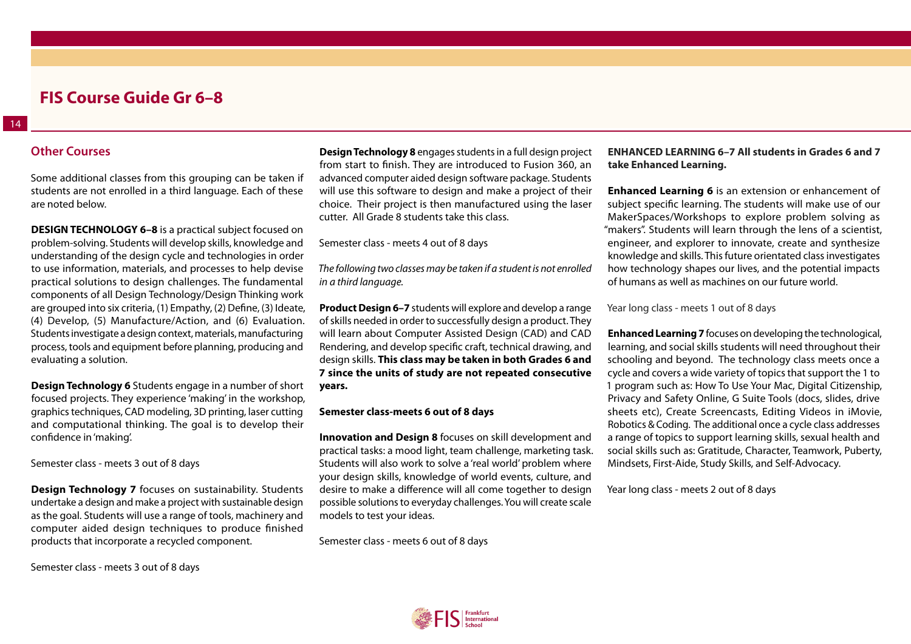## Other Courses

Some additional classes from this grouping can be taken if students are not enrolled in a third language. Each of these are noted below.

**DESIGN TECHNOLOGY 6–8** is a practical subject focused on problem-solving. Students will develop skills, knowledge and understanding of the design cycle and technologies in order to use information, materials, and processes to help devise practical solutions to design challenges. The fundamental components of all Design Technology/Design Thinking work are grouped into six criteria, (1) Empathy, (2) Define, (3) Ideate, (4) Develop, (5) Manufacture/Action, and (6) Evaluation. Students investigate a design context, materials, manufacturing process, tools and equipment before planning, producing and evaluating a solution.

**Design Technology 6** Students engage in a number of short focused projects. They experience 'making' in the workshop, graphics techniques, CAD modeling, 3D printing, laser cutting and computational thinking. The goal is to develop their confidence in 'making'.

Semester class - meets 3 out of 8 days

**Design Technology 7** focuses on sustainability. Students undertake a design and make a project with sustainable design as the goal. Students will use a range of tools, machinery and computer aided design techniques to produce finished products that incorporate a recycled component.

Semester class - meets 3 out of 8 days

**Design Technology 8** engages students in a full design project from start to finish. They are introduced to Fusion 360, an advanced computer aided design software package. Students will use this software to design and make a project of their choice. Their project is then manufactured using the laser cutter. All Grade 8 students take this class.

Semester class - meets 4 out of 8 days

*The following two classes may be taken if a student is not enrolled in a third language.*

**Product Design 6–7** students will explore and develop a range of skills needed in order to successfully design a product. They will learn about Computer Assisted Design (CAD) and CAD Rendering, and develop specific craft, technical drawing, and design skills. **This class may be taken in both Grades 6 and 7 since the units of study are not repeated consecutive years.**

**Semester class-meets 6 out of 8 days**

**Innovation and Design 8** focuses on skill development and practical tasks: a mood light, team challenge, marketing task. Students will also work to solve a 'real world' problem where your design skills, knowledge of world events, culture, and desire to make a difference will all come together to design possible solutions to everyday challenges. You will create scale models to test your ideas.

Semester class - meets 6 out of 8 days

**ENHANCED LEARNING 6–7 All students in Grades 6 and 7 take Enhanced Learning.**

**Enhanced Learning 6** is an extension or enhancement of subject specific learning. The students will make use of our MakerSpaces/Workshops to explore problem solving as "makers". Students will learn through the lens of a scientist, engineer, and explorer to innovate, create and synthesize knowledge and skills. This future orientated class investigates how technology shapes our lives, and the potential impacts of humans as well as machines on our future world.

Year long class - meets 1 out of 8 days

**Enhanced Learning 7** focuses on developing the technological, learning, and social skills students will need throughout their schooling and beyond. The technology class meets once a cycle and covers a wide variety of topics that support the 1 to 1 program such as: How To Use Your Mac, Digital Citizenship, Privacy and Safety Online, G Suite Tools (docs, slides, drive sheets etc), Create Screencasts, Editing Videos in iMovie, Robotics & Coding. The additional once a cycle class addresses a range of topics to support learning skills, sexual health and social skills such as: Gratitude, Character, Teamwork, Puberty, Mindsets, First-Aide, Study Skills, and Self-Advocacy.

Year long class - meets 2 out of 8 days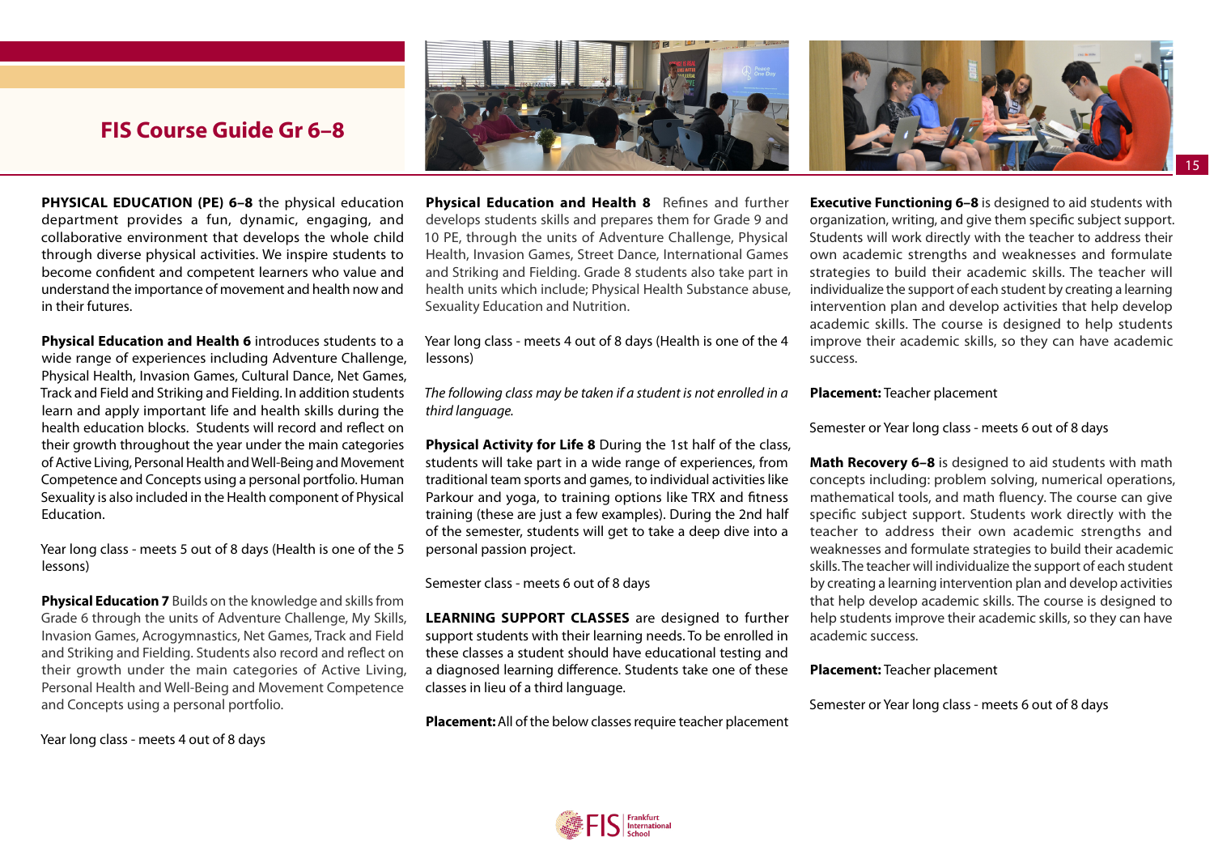# FIS Course Guide Gr 6–8

**PHYSICAL EDUCATION (PE) 6–8** the physical education department provides a fun, dynamic, engaging, and collaborative environment that develops the whole child through diverse physical activities. We inspire students to become confident and competent learners who value and understand the importance of movement and health now and in their futures.

**Physical Education and Health 6** introduces students to a wide range of experiences including Adventure Challenge, Physical Health, Invasion Games, Cultural Dance, Net Games, Track and Field and Striking and Fielding. In addition students learn and apply important life and health skills during the health education blocks. Students will record and reflect on their growth throughout the year under the main categories of Active Living, Personal Health and Well-Being and Movement Competence and Concepts using a personal portfolio. Human Sexuality is also included in the Health component of Physical Education.

Year long class - meets 5 out of 8 days (Health is one of the 5 lessons)

**Physical Education 7** Builds on the knowledge and skills from Grade 6 through the units of Adventure Challenge, My Skills, Invasion Games, Acrogymnastics, Net Games, Track and Field and Striking and Fielding. Students also record and reflect on their growth under the main categories of Active Living, Personal Health and Well-Being and Movement Competence and Concepts using a personal portfolio.

Year long class - meets 4 out of 8 days

**Physical Education and Health 8** Refines and further develops students skills and prepares them for Grade 9 and 10 PE, through the units of Adventure Challenge, Physical Health, Invasion Games, Street Dance, International Games and Striking and Fielding. Grade 8 students also take part in health units which include; Physical Health Substance abuse, Sexuality Education and Nutrition.

Year long class - meets 4 out of 8 days (Health is one of the 4 lessons)

*The following class may be taken if a student is not enrolled in a third language.*

**Physical Activity for Life 8** During the 1st half of the class, students will take part in a wide range of experiences, from traditional team sports and games, to individual activities like Parkour and yoga, to training options like TRX and fitness training (these are just a few examples). During the 2nd half of the semester, students will get to take a deep dive into a personal passion project.

Semester class - meets 6 out of 8 days

**LEARNING SUPPORT CLASSES** are designed to further support students with their learning needs. To be enrolled in these classes a student should have educational testing and a diagnosed learning difference. Students take one of these classes in lieu of a third language.

**Placement:** All of the below classes require teacher placement

**Executive Functioning 6–8** is designed to aid students with organization, writing, and give them specific subject support. Students will work directly with the teacher to address their own academic strengths and weaknesses and formulate strategies to build their academic skills. The teacher will individualize the support of each student by creating a learning intervention plan and develop activities that help develop academic skills. The course is designed to help students improve their academic skills, so they can have academic success.

**Placement:** Teacher placement

Semester or Year long class - meets 6 out of 8 days

**Math Recovery 6–8** is designed to aid students with math concepts including: problem solving, numerical operations, mathematical tools, and math fluency. The course can give specific subject support. Students work directly with the teacher to address their own academic strengths and weaknesses and formulate strategies to build their academic skills. The teacher will individualize the support of each student by creating a learning intervention plan and develop activities that help develop academic skills. The course is designed to help students improve their academic skills, so they can have academic success.

**Placement:** Teacher placement

Semester or Year long class - meets 6 out of 8 days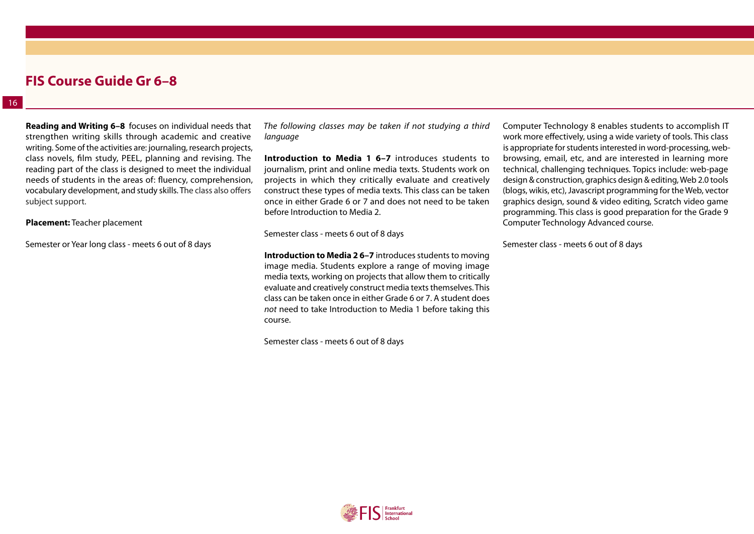**Reading and Writing 6–8** focuses on individual needs that strengthen writing skills through academic and creative writing. Some of the activities are: journaling, research projects, class novels, film study, PEEL, planning and revising. The reading part of the class is designed to meet the individual needs of students in the areas of: fluency, comprehension, vocabulary development, and study skills. The class also offers subject support.

**Placement:** Teacher placement

Semester or Year long class - meets 6 out of 8 days

*The following classes may be taken if not studying a third language*

**Introduction to Media 1 6–7** introduces students to journalism, print and online media texts. Students work on projects in which they critically evaluate and creatively construct these types of media texts. This class can be taken once in either Grade 6 or 7 and does not need to be taken before Introduction to Media 2.

Semester class - meets 6 out of 8 days

**Introduction to Media 2 6–7** introduces students to moving image media. Students explore a range of moving image media texts, working on projects that allow them to critically evaluate and creatively construct media texts themselves. This class can be taken once in either Grade 6 or 7. A student does *not* need to take Introduction to Media 1 before taking this course.

Semester class - meets 6 out of 8 days

Computer Technology 8 enables students to accomplish IT work more effectively, using a wide variety of tools. This class is appropriate for students interested in word-processing, web-browsing, email, etc, and are interested in learning more technical, challenging techniques. Topics include: web-page design & construction, graphics design & editing, Web 2.0 tools (blogs, wikis, etc), Javascript programming for the Web, vector graphics design, sound & video editing, Scratch video game programming. This class is good preparation for the Grade 9 Computer Technology Advanced course.

Semester class - meets 6 out of 8 days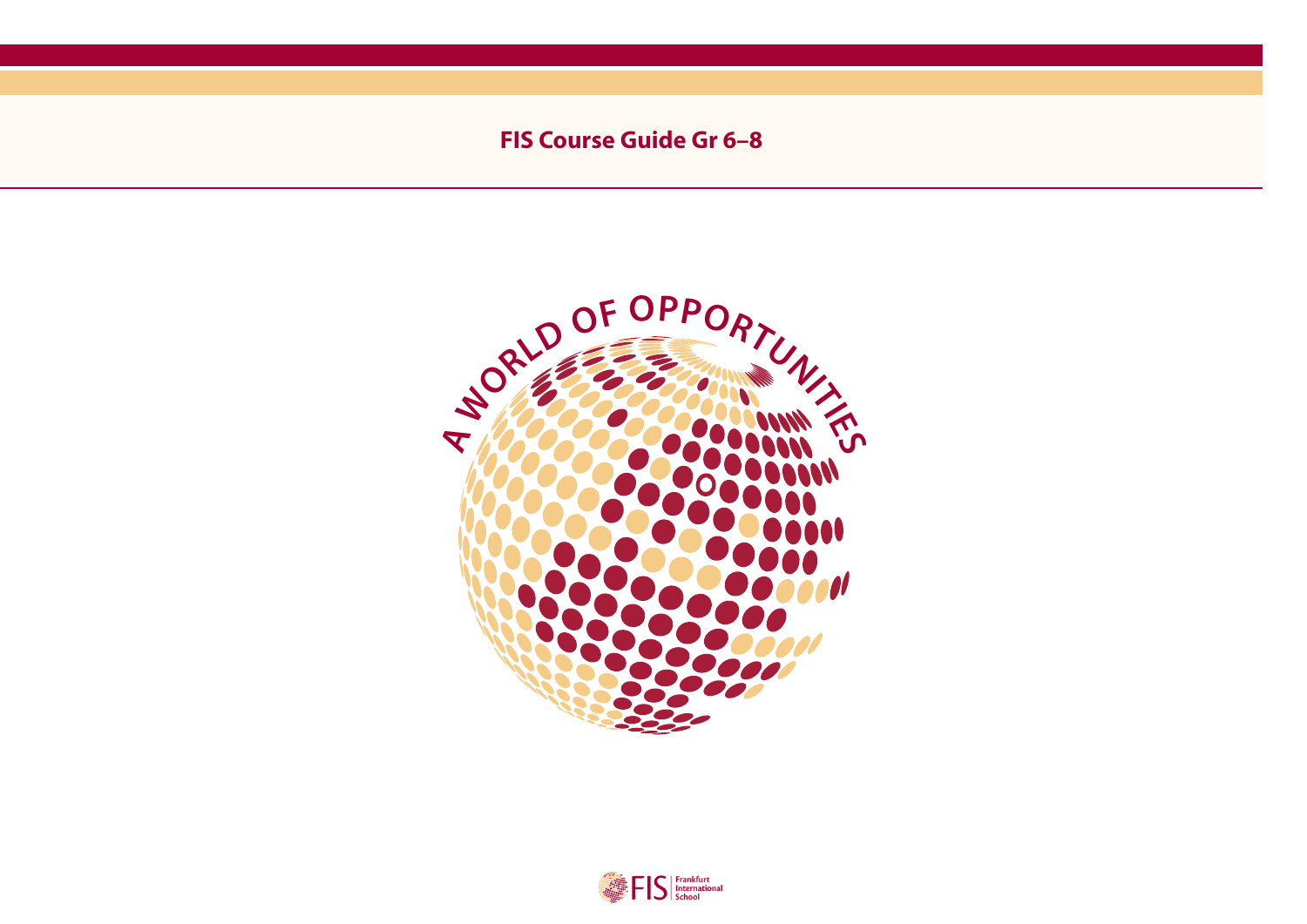**FIS Course Guide Gr 6–8**

A WORLD OF OPPORTUNITIES

FIS Frankfurt International School